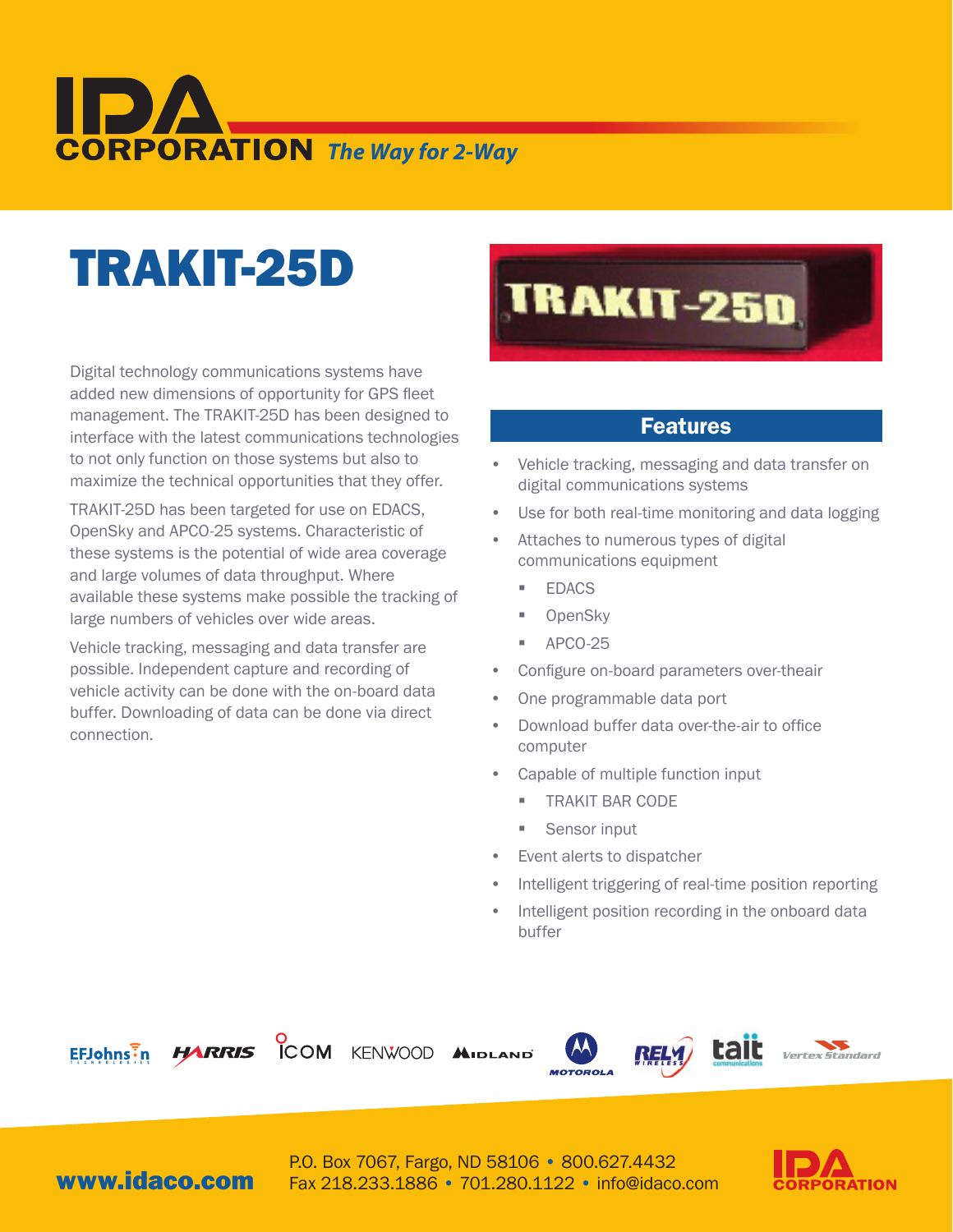# IDA CORPORATION *The Way for 2-Way*

# TRAKIT-25D

Digital technology communications systems have added new dimensions of opportunity for GPS fleet management. The TRAKIT-25D has been designed to interface with the latest communications technologies to not only function on those systems but also to maximize the technical opportunities that they offer.

TRAKIT-25D has been targeted for use on EDACS, OpenSky and APCO-25 systems. Characteristic of these systems is the potential of wide area coverage and large volumes of data throughput. Where available these systems make possible the tracking of large numbers of vehicles over wide areas.

Vehicle tracking, messaging and data transfer are possible. Independent capture and recording of vehicle activity can be done with the on-board data buffer. Downloading of data can be done via direct connection.

## Features

- Vehicle tracking, messaging and data transfer on digital communications systems
- Use for both real-time monitoring and data logging
- Attaches to numerous types of digital communications equipment
  - EDACS
  - OpenSky
  - APCO-25
- Configure on-board parameters over-theair
- One programmable data port
- Download buffer data over-the-air to office computer
- Capable of multiple function input
  - TRAKIT BAR CODE
  - Sensor input
- Event alerts to dispatcher
- Intelligent triggering of real-time position reporting
- Intelligent position recording in the onboard data buffer

EFJohnson HARRIS ICOM KENWOOD MIDLAND MOTOROLA RELM WIRELESS tait Vertex Standard

**www.idaco.com**

P.O. Box 7067, Fargo, ND 58106 • 800.627.4432
Fax 218.233.1886 • 701.280.1122 • info@idaco.com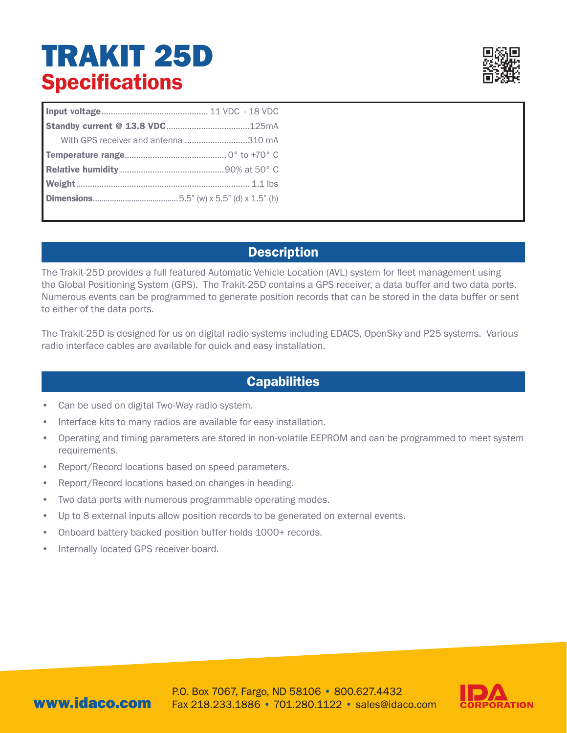# TRAKIT 25D
## Specifications

| | |
|---|---|
| **Input voltage** | 11 VDC - 18 VDC |
| **Standby current @ 13.8 VDC** | 125mA |
| With GPS receiver and antenna | 310 mA |
| **Temperature range** | 0° to +70° C |
| **Relative humidity** | 90% at 50° C |
| **Weight** | 1.1 lbs |
| **Dimensions** | 5.5" (w) x 5.5" (d) x 1.5" (h) |

## Description

The Trakit-25D provides a full featured Automatic Vehicle Location (AVL) system for fleet management using the Global Positioning System (GPS). The Trakit-25D contains a GPS receiver, a data buffer and two data ports. Numerous events can be programmed to generate position records that can be stored in the data buffer or sent to either of the data ports.

The Trakit-25D is designed for us on digital radio systems including EDACS, OpenSky and P25 systems. Various radio interface cables are available for quick and easy installation.

## Capabilities

- Can be used on digital Two-Way radio system.
- Interface kits to many radios are available for easy installation.
- Operating and timing parameters are stored in non-volatile EEPROM and can be programmed to meet system requirements.
- Report/Record locations based on speed parameters.
- Report/Record locations based on changes in heading.
- Two data ports with numerous programmable operating modes.
- Up to 8 external inputs allow position records to be generated on external events.
- Onboard battery backed position buffer holds 1000+ records.
- Internally located GPS receiver board.

www.idaco.com

P.O. Box 7067, Fargo, ND 58106 • 800.627.4432
Fax 218.233.1886 • 701.280.1122 • sales@idaco.com

IDA CORPORATION